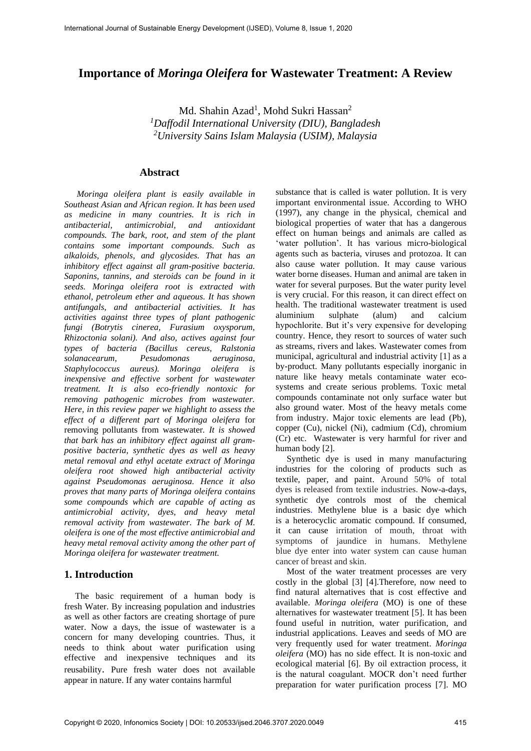# Importance of *Moringa Oleifera* for Wastewater Treatment: A Review

Md. Shahin Azad[1], Mohd Sukri Hassan[2]

[1]*Daffodil International University (DIU), Bangladesh*

[2]*University Sains Islam Malaysia (USIM), Malaysia*

## Abstract

*Moringa oleifera plant is easily available in Southeast Asian and African region. It has been used as medicine in many countries. It is rich in antibacterial, antimicrobial, and antioxidant compounds. The bark, root, and stem of the plant contains some important compounds. Such as alkaloids, phenols, and glycosides. That has an inhibitory effect against all gram-positive bacteria. Saponins, tannins, and steroids can be found in it seeds. Moringa oleifera root is extracted with ethanol, petroleum ether and aqueous. It has shown antifungals, and antibacterial activities. It has activities against three types of plant pathogenic fungi (Botrytis cinerea, Furasium oxysporum, Rhizoctonia solani). And also, actives against four types of bacteria (Bacillus cereus, Ralstonia solanacearum, Pesudomonas aeruginosa, Staphylococcus aureus). Moringa oleifera is inexpensive and effective sorbent for wastewater treatment. It is also eco-friendly nontoxic for removing pathogenic microbes from wastewater. Here, in this review paper we highlight to assess the effect of a different part of Moringa oleifera* for removing pollutants from wastewater*. It is showed that bark has an inhibitory effect against all gram-positive bacteria, synthetic dyes as well as heavy metal removal and ethyl acetate extract of Moringa oleifera root showed high antibacterial activity against Pseudomonas aeruginosa. Hence it also proves that many parts of Moringa oleifera contains some compounds which are capable of acting as antimicrobial activity, dyes, and heavy metal removal activity from wastewater. The bark of M. oleifera is one of the most effective antimicrobial and heavy metal removal activity among the other part of Moringa oleifera for wastewater treatment.*

## 1. Introduction

The basic requirement of a human body is fresh Water. By increasing population and industries as well as other factors are creating shortage of pure water. Now a days, the issue of wastewater is a concern for many developing countries. Thus, it needs to think about water purification using effective and inexpensive techniques and its reusability. Pure fresh water does not available appear in nature. If any water contains harmful substance that is called is water pollution. It is very important environmental issue. According to WHO (1997), any change in the physical, chemical and biological properties of water that has a dangerous effect on human beings and animals are called as 'water pollution'. It has various micro-biological agents such as bacteria, viruses and protozoa. It can also cause water pollution. It may cause various water borne diseases. Human and animal are taken in water for several purposes. But the water purity level is very crucial. For this reason, it can direct effect on health. The traditional wastewater treatment is used aluminium sulphate (alum) and calcium hypochlorite. But it's very expensive for developing country. Hence, they resort to sources of water such as streams, rivers and lakes. Wastewater comes from municipal, agricultural and industrial activity [1] as a by-product. Many pollutants especially inorganic in nature like heavy metals contaminate water eco-systems and create serious problems. Toxic metal compounds contaminate not only surface water but also ground water. Most of the heavy metals come from industry. Major toxic elements are lead (Pb), copper (Cu), nickel (Ni), cadmium (Cd), chromium (Cr) etc. Wastewater is very harmful for river and human body [2].

Synthetic dye is used in many manufacturing industries for the coloring of products such as textile, paper, and paint. Around 50% of total dyes is released from textile industries. Now-a-days, synthetic dye controls most of the chemical industries. Methylene blue is a basic dye which is a heterocyclic aromatic compound. If consumed, it can cause irritation of mouth, throat with symptoms of jaundice in humans. Methylene blue dye enter into water system can cause human cancer of breast and skin.

Most of the water treatment processes are very costly in the global [3] [4].Therefore, now need to find natural alternatives that is cost effective and available. *Moringa oleifera* (MO) is one of these alternatives for wastewater treatment [5]. It has been found useful in nutrition, water purification, and industrial applications. Leaves and seeds of MO are very frequently used for water treatment. *Moringa oleifera* (MO) has no side effect. It is non-toxic and ecological material [6]. By oil extraction process, it is the natural coagulant. MOCR don't need further preparation for water purification process [7]. MO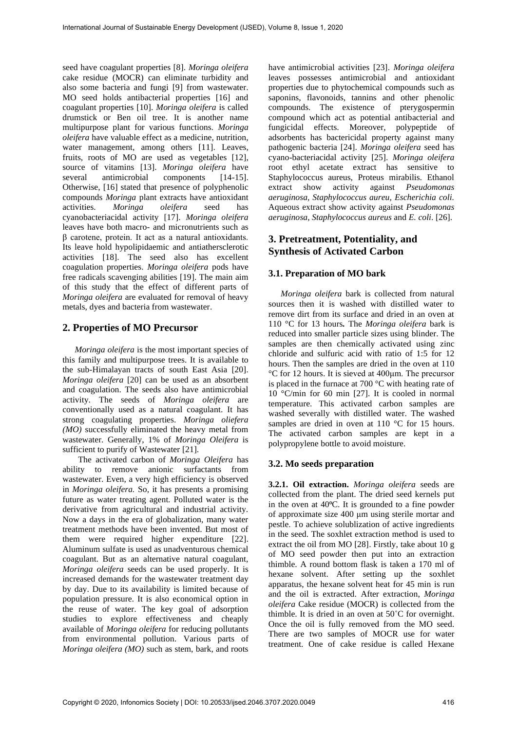seed have coagulant properties [8]. *Moringa oleifera* cake residue (MOCR) can eliminate turbidity and also some bacteria and fungi [9] from wastewater. MO seed holds antibacterial properties [16] and coagulant properties [10]. *Moringa oleifera* is called drumstick or Ben oil tree. It is another name multipurpose plant for various functions. *Moringa oleifera* have valuable effect as a medicine, nutrition, water management, among others [11]. Leaves, fruits, roots of MO are used as vegetables [12], source of vitamins [13]. *Moringa oleifera* have several antimicrobial components [14-15]. Otherwise, [16] stated that presence of polyphenolic compounds *Moringa* plant extracts have antioxidant activities. *Moringa oleifera* seed has cyanobacteriacidal activity [17]. *Moringa oleifera* leaves have both macro- and micronutrients such as β carotene, protein. It act as a natural antioxidants. Its leave hold hypolipidaemic and antiathersclerotic activities [18]. The seed also has excellent coagulation properties. *Moringa oleifera* pods have free radicals scavenging abilities [19]. The main aim of this study that the effect of different parts of *Moringa oleifera* are evaluated for removal of heavy metals, dyes and bacteria from wastewater.

## 2. Properties of MO Precursor

*Moringa oleifera* is the most important species of this family and multipurpose trees. It is available to the sub-Himalayan tracts of south East Asia [20]. *Moringa oleifera* [20] can be used as an absorbent and coagulation. The seeds also have antimicrobial activity. The seeds of *Moringa oleifera* are conventionally used as a natural coagulant. It has strong coagulating properties. *Moringa oliefera (MO)* successfully eliminated the heavy metal from wastewater. Generally, 1% of *Moringa Oleifera* is sufficient to purify of Wastewater [21].

The activated carbon of *Moringa Oleifera* has ability to remove anionic surfactants from wastewater. Even, a very high efficiency is observed in *Moringa oleifera.* So, it has presents a promising future as water treating agent. Polluted water is the derivative from agricultural and industrial activity. Now a days in the era of globalization, many water treatment methods have been invented. But most of them were required higher expenditure [22]. Aluminum sulfate is used as unadventurous chemical coagulant. But as an alternative natural coagulant, *Moringa oleifera* seeds can be used properly. It is increased demands for the wastewater treatment day by day. Due to its availability is limited because of population pressure. It is also economical option in the reuse of water. The key goal of adsorption studies to explore effectiveness and cheaply available of *Moringa oleifera* for reducing pollutants from environmental pollution. Various parts of *Moringa oleifera (MO)* such as stem, bark, and roots have antimicrobial activities [23]. *Moringa oleifera* leaves possesses antimicrobial and antioxidant properties due to phytochemical compounds such as saponins, flavonoids, tannins and other phenolic compounds. The existence of pterygospermin compound which act as potential antibacterial and fungicidal effects. Moreover, polypeptide of adsorbents has bactericidal property against many pathogenic bacteria [24]. *Moringa oleifera* seed has cyano-bacteriacidal activity [25]. *Moringa oleifera* root ethyl acetate extract has sensitive to Staphylococcus aureus, Proteus mirabilis. Ethanol extract show activity against *Pseudomonas aeruginosa, Staphylococcus aureu, Escherichia coli.* Aqueous extract show activity against *Pseudomonas aeruginosa, Staphylococcus aureus* and *E. coli*. [26].

## 3. Pretreatment, Potentiality, and Synthesis of Activated Carbon

### 3.1. Preparation of MO bark

*Moringa oleifera* bark is collected from natural sources then it is washed with distilled water to remove dirt from its surface and dried in an oven at 110 °C for 13 hours**.** The *Moringa oleifera* bark is reduced into smaller particle sizes using blinder. The samples are then chemically activated using zinc chloride and sulfuric acid with ratio of 1:5 for 12 hours. Then the samples are dried in the oven at 110 °C for 12 hours. It is sieved at 400μm. The precursor is placed in the furnace at 700 °C with heating rate of 10 °C/min for 60 min [27]. It is cooled in normal temperature. This activated carbon samples are washed severally with distilled water. The washed samples are dried in oven at 110 °C for 15 hours. The activated carbon samples are kept in a polypropylene bottle to avoid moisture.

### 3.2. Mo seeds preparation

**3.2.1. Oil extraction.** *Moringa oleifera* seeds are collected from the plant. The dried seed kernels put in the oven at 40ºC. It is grounded to a fine powder of approximate size 400 μm using sterile mortar and pestle. To achieve solublization of active ingredients in the seed. The soxhlet extraction method is used to extract the oil from MO [28]. Firstly, take about 10 g of MO seed powder then put into an extraction thimble. A round bottom flask is taken a 170 ml of hexane solvent. After setting up the soxhlet apparatus, the hexane solvent heat for 45 min is run and the oil is extracted. After extraction, *Moringa oleifera* Cake residue (MOCR) is collected from the thimble. It is dried in an oven at 50˚C for overnight. Once the oil is fully removed from the MO seed. There are two samples of MOCR use for water treatment. One of cake residue is called Hexane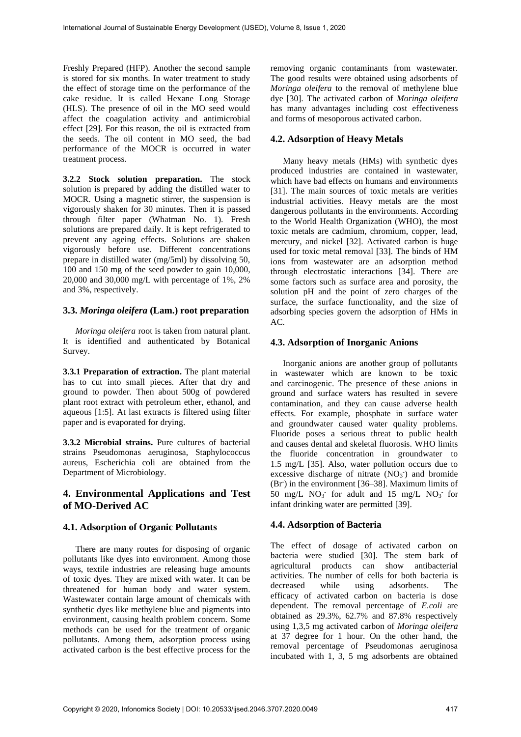Freshly Prepared (HFP). Another the second sample is stored for six months. In water treatment to study the effect of storage time on the performance of the cake residue. It is called Hexane Long Storage (HLS). The presence of oil in the MO seed would affect the coagulation activity and antimicrobial effect [29]. For this reason, the oil is extracted from the seeds. The oil content in MO seed, the bad performance of the MOCR is occurred in water treatment process.

**3.2.2 Stock solution preparation.** The stock solution is prepared by adding the distilled water to MOCR. Using a magnetic stirrer, the suspension is vigorously shaken for 30 minutes. Then it is passed through filter paper (Whatman No. 1). Fresh solutions are prepared daily. It is kept refrigerated to prevent any ageing effects. Solutions are shaken vigorously before use. Different concentrations prepare in distilled water (mg/5ml) by dissolving 50, 100 and 150 mg of the seed powder to gain 10,000, 20,000 and 30,000 mg/L with percentage of 1%, 2% and 3%, respectively.

### 3.3. *Moringa oleifera* (Lam.) root preparation

*Moringa oleifera* root is taken from natural plant. It is identified and authenticated by Botanical Survey.

**3.3.1 Preparation of extraction.** The plant material has to cut into small pieces. After that dry and ground to powder. Then about 500g of powdered plant root extract with petroleum ether, ethanol, and aqueous [1:5]. At last extracts is filtered using filter paper and is evaporated for drying.

**3.3.2 Microbial strains.** Pure cultures of bacterial strains Pseudomonas aeruginosa, Staphylococcus aureus, Escherichia coli are obtained from the Department of Microbiology.

## 4. Environmental Applications and Test of MO-Derived AC

### 4.1. Adsorption of Organic Pollutants

There are many routes for disposing of organic pollutants like dyes into environment. Among those ways, textile industries are releasing huge amounts of toxic dyes. They are mixed with water. It can be threatened for human body and water system. Wastewater contain large amount of chemicals with synthetic dyes like methylene blue and pigments into environment, causing health problem concern. Some methods can be used for the treatment of organic pollutants. Among them, adsorption process using activated carbon is the best effective process for the removing organic contaminants from wastewater. The good results were obtained using adsorbents of *Moringa oleifera* to the removal of methylene blue dye [30]. The activated carbon of *Moringa oleifera* has many advantages including cost effectiveness and forms of mesoporous activated carbon.

### 4.2. Adsorption of Heavy Metals

Many heavy metals (HMs) with synthetic dyes produced industries are contained in wastewater, which have bad effects on humans and environments [31]. The main sources of toxic metals are verities industrial activities. Heavy metals are the most dangerous pollutants in the environments. According to the World Health Organization (WHO), the most toxic metals are cadmium, chromium, copper, lead, mercury, and nickel [32]. Activated carbon is huge used for toxic metal removal [33]. The binds of HM ions from wastewater are an adsorption method through electrostatic interactions [34]. There are some factors such as surface area and porosity, the solution pH and the point of zero charges of the surface, the surface functionality, and the size of adsorbing species govern the adsorption of HMs in AC.

### 4.3. Adsorption of Inorganic Anions

Inorganic anions are another group of pollutants in wastewater which are known to be toxic and carcinogenic. The presence of these anions in ground and surface waters has resulted in severe contamination, and they can cause adverse health effects. For example, phosphate in surface water and groundwater caused water quality problems. Fluoride poses a serious threat to public health and causes dental and skeletal fluorosis. WHO limits the fluoride concentration in groundwater to 1.5 mg/L [35]. Also, water pollution occurs due to excessive discharge of nitrate ($NO_3^-$) and bromide ($Br^-$) in the environment [36–38]. Maximum limits of 50 mg/L $NO_3^-$ for adult and 15 mg/L $NO_3^-$ for infant drinking water are permitted [39].

### 4.4. Adsorption of Bacteria

The effect of dosage of activated carbon on bacteria were studied [30]. The stem bark of agricultural products can show antibacterial activities. The number of cells for both bacteria is decreased while using adsorbents. The efficacy of activated carbon on bacteria is dose dependent. The removal percentage of *E.coli* are obtained as 29.3%, 62.7% and 87.8% respectively using 1,3,5 mg activated carbon of *Moringa oleifera* at 37 degree for 1 hour. On the other hand, the removal percentage of Pseudomonas aeruginosa incubated with 1, 3, 5 mg adsorbents are obtained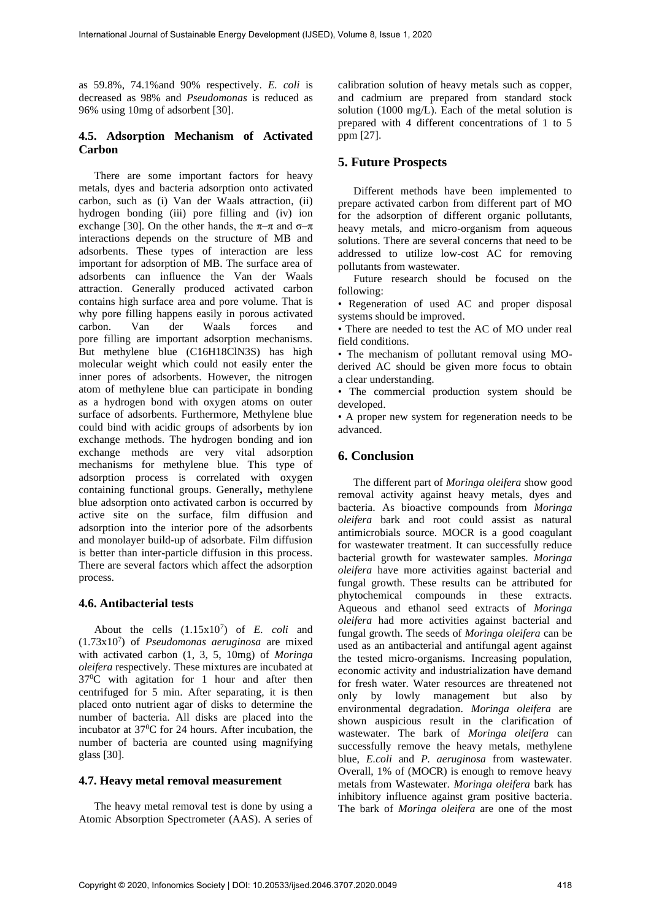as 59.8%, 74.1%and 90% respectively. *E. coli* is decreased as 98% and *Pseudomonas* is reduced as 96% using 10mg of adsorbent [30].

### 4.5. Adsorption Mechanism of Activated Carbon

There are some important factors for heavy metals, dyes and bacteria adsorption onto activated carbon, such as (i) Van der Waals attraction, (ii) hydrogen bonding (iii) pore filling and (iv) ion exchange [30]. On the other hands, the π–π and σ–π interactions depends on the structure of MB and adsorbents. These types of interaction are less important for adsorption of MB. The surface area of adsorbents can influence the Van der Waals attraction. Generally produced activated carbon contains high surface area and pore volume. That is why pore filling happens easily in porous activated carbon. Van der Waals forces and pore filling are important adsorption mechanisms. But methylene blue ($C_{16}H_{18}ClN_3S$) has high molecular weight which could not easily enter the inner pores of adsorbents. However, the nitrogen atom of methylene blue can participate in bonding as a hydrogen bond with oxygen atoms on outer surface of adsorbents. Furthermore, Methylene blue could bind with acidic groups of adsorbents by ion exchange methods. The hydrogen bonding and ion exchange methods are very vital adsorption mechanisms for methylene blue. This type of adsorption process is correlated with oxygen containing functional groups. Generally**,** methylene blue adsorption onto activated carbon is occurred by active site on the surface, film diffusion and adsorption into the interior pore of the adsorbents and monolayer build-up of adsorbate. Film diffusion is better than inter-particle diffusion in this process. There are several factors which affect the adsorption process.

### 4.6. Antibacterial tests

About the cells ($1.15x10^7$) of *E. coli* and ($1.73x10^7$) of *Pseudomonas aeruginosa* are mixed with activated carbon (1, 3, 5, 10mg) of *Moringa oleifera* respectively. These mixtures are incubated at $37^0$C with agitation for 1 hour and after then centrifuged for 5 min. After separating, it is then placed onto nutrient agar of disks to determine the number of bacteria. All disks are placed into the incubator at $37^0$C for 24 hours. After incubation, the number of bacteria are counted using magnifying glass [30].

### 4.7. Heavy metal removal measurement

The heavy metal removal test is done by using a Atomic Absorption Spectrometer (AAS). A series of calibration solution of heavy metals such as copper, and cadmium are prepared from standard stock solution (1000 mg/L). Each of the metal solution is prepared with 4 different concentrations of 1 to 5 ppm [27].

## 5. Future Prospects

Different methods have been implemented to prepare activated carbon from different part of MO for the adsorption of different organic pollutants, heavy metals, and micro-organism from aqueous solutions. There are several concerns that need to be addressed to utilize low-cost AC for removing pollutants from wastewater.

Future research should be focused on the following:

- Regeneration of used AC and proper disposal systems should be improved.
- There are needed to test the AC of MO under real field conditions.
- The mechanism of pollutant removal using MO-derived AC should be given more focus to obtain a clear understanding.
- The commercial production system should be developed.
- A proper new system for regeneration needs to be advanced.

## 6. Conclusion

The different part of *Moringa oleifera* show good removal activity against heavy metals, dyes and bacteria. As bioactive compounds from *Moringa oleifera* bark and root could assist as natural antimicrobials source. MOCR is a good coagulant for wastewater treatment. It can successfully reduce bacterial growth for wastewater samples. *Moringa oleifera* have more activities against bacterial and fungal growth. These results can be attributed for phytochemical compounds in these extracts. Aqueous and ethanol seed extracts of *Moringa oleifera* had more activities against bacterial and fungal growth. The seeds of *Moringa oleifera* can be used as an antibacterial and antifungal agent against the tested micro-organisms. Increasing population, economic activity and industrialization have demand for fresh water. Water resources are threatened not only by lowly management but also by environmental degradation. *Moringa oleifera* are shown auspicious result in the clarification of wastewater. The bark of *Moringa oleifera* can successfully remove the heavy metals, methylene blue, *E.coli* and *P. aeruginosa* from wastewater. Overall, 1% of (MOCR) is enough to remove heavy metals from Wastewater. *Moringa oleifera* bark has inhibitory influence against gram positive bacteria. The bark of *Moringa oleifera* are one of the most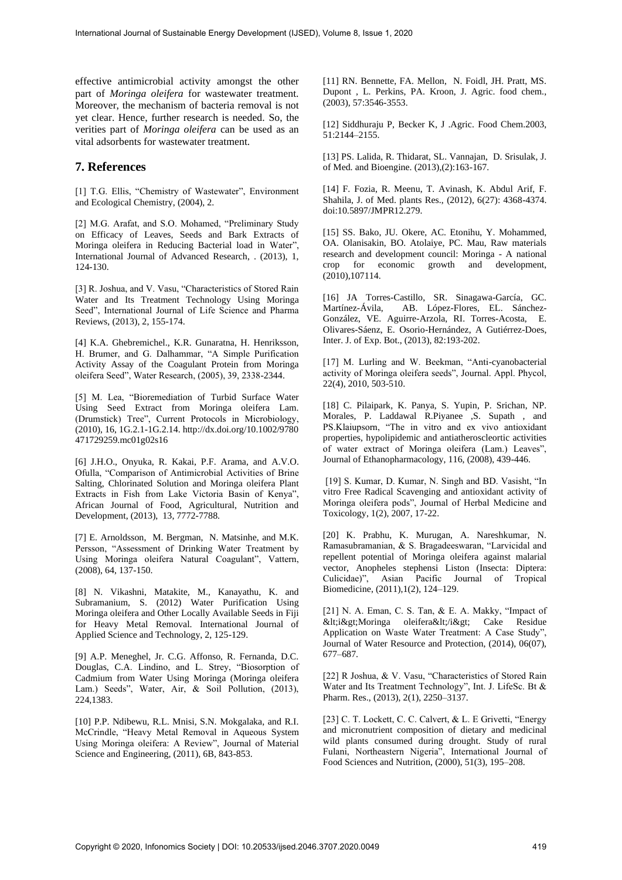effective antimicrobial activity amongst the other part of *Moringa oleifera* for wastewater treatment. Moreover, the mechanism of bacteria removal is not yet clear. Hence, further research is needed. So, the verities part of *Moringa oleifera* can be used as an vital adsorbents for wastewater treatment.

## 7. References

[1] T.G. Ellis, "Chemistry of Wastewater", Environment and Ecological Chemistry, (2004), 2.

[2] M.G. Arafat, and S.O. Mohamed, "Preliminary Study on Efficacy of Leaves, Seeds and Bark Extracts of Moringa oleifera in Reducing Bacterial load in Water", International Journal of Advanced Research, . (2013), 1, 124-130.

[3] R. Joshua, and V. Vasu, "Characteristics of Stored Rain Water and Its Treatment Technology Using Moringa Seed", International Journal of Life Science and Pharma Reviews, (2013), 2, 155-174.

[4] K.A. Ghebremichel., K.R. Gunaratna, H. Henriksson, H. Brumer, and G. Dalhammar, "A Simple Purification Activity Assay of the Coagulant Protein from Moringa oleifera Seed", Water Research, (2005), 39, 2338-2344.

[5] M. Lea, "Bioremediation of Turbid Surface Water Using Seed Extract from Moringa oleifera Lam. (Drumstick) Tree", Current Protocols in Microbiology, (2010), 16, 1G.2.1-1G.2.14. http://dx.doi.org/10.1002/9780471729259.mc01g02s16

[6] J.H.O., Onyuka, R. Kakai, P.F. Arama, and A.V.O. Ofulla, "Comparison of Antimicrobial Activities of Brine Salting, Chlorinated Solution and Moringa oleifera Plant Extracts in Fish from Lake Victoria Basin of Kenya", African Journal of Food, Agricultural, Nutrition and Development, (2013), 13, 7772-7788.

[7] E. Arnoldsson, M. Bergman, N. Matsinhe, and M.K. Persson, "Assessment of Drinking Water Treatment by Using Moringa oleifera Natural Coagulant", Vattern, (2008), 64, 137-150.

[8] N. Vikashni, Matakite, M., Kanayathu, K. and Subramanium, S. (2012) Water Purification Using Moringa oleifera and Other Locally Available Seeds in Fiji for Heavy Metal Removal. International Journal of Applied Science and Technology, 2, 125-129.

[9] A.P. Meneghel, Jr. C.G. Affonso, R. Fernanda, D.C. Douglas, C.A. Lindino, and L. Strey, "Biosorption of Cadmium from Water Using Moringa (Moringa oleifera Lam.) Seeds", Water, Air, & Soil Pollution, (2013), 224,1383.

[10] P.P. Ndibewu, R.L. Mnisi, S.N. Mokgalaka, and R.I. McCrindle, "Heavy Metal Removal in Aqueous System Using Moringa oleifera: A Review", Journal of Material Science and Engineering, (2011), 6B, 843-853.

[11] RN. Bennette, FA. Mellon, N. Foidl, JH. Pratt, MS. Dupont , L. Perkins, PA. Kroon, J. Agric. food chem., (2003), 57:3546-3553.

[12] Siddhuraju P, Becker K, J .Agric. Food Chem.2003, 51:2144–2155.

[13] PS. Lalida, R. Thidarat, SL. Vannajan, D. Srisulak, J. of Med. and Bioengine. (2013),(2):163-167.

[14] F. Fozia, R. Meenu, T. Avinash, K. Abdul Arif, F. Shahila, J. of Med. plants Res., (2012), 6(27): 4368-4374. doi:10.5897/JMPR12.279.

[15] SS. Bako, JU. Okere, AC. Etonihu, Y. Mohammed, OA. Olanisakin, BO. Atolaiye, PC. Mau, Raw materials research and development council: Moringa - A national crop for economic growth and development, (2010),107114.

[16] JA Torres-Castillo, SR. Sinagawa-García, GC. Martínez-Ávila, AB. López-Flores, EL. Sánchez-González, VE. Aguirre-Arzola, RI. Torres-Acosta, E. Olivares-Sáenz, E. Osorio-Hernández, A Gutiérrez-Does, Inter. J. of Exp. Bot., (2013), 82:193-202.

[17] M. Lurling and W. Beekman, "Anti-cyanobacterial activity of Moringa oleifera seeds", Journal. Appl. Phycol, 22(4), 2010, 503-510.

[18] C. Pilaipark, K. Panya, S. Yupin, P. Srichan, NP. Morales, P. Laddawal R.Piyanee ,S. Supath , and PS.Klaiupsorn, "The in vitro and ex vivo antioxidant properties, hypolipidemic and antiatheroscleortic activities of water extract of Moringa oleifera (Lam.) Leaves", Journal of Ethanopharmacology, 116, (2008), 439-446.

[19] S. Kumar, D. Kumar, N. Singh and BD. Vasisht, "In vitro Free Radical Scavenging and antioxidant activity of Moringa oleifera pods", Journal of Herbal Medicine and Toxicology, 1(2), 2007, 17-22.

[20] K. Prabhu, K. Murugan, A. Nareshkumar, N. Ramasubramanian, & S. Bragadeeswaran, "Larvicidal and repellent potential of Moringa oleifera against malarial vector, Anopheles stephensi Liston (Insecta: Diptera: Culicidae)", Asian Pacific Journal of Tropical Biomedicine, (2011),1(2), 124–129.

[21] N. A. Eman, C. S. Tan, & E. A. Makky, "Impact of &lt;i&gt;Moringa oleifera&lt;/i&gt; Cake Residue Application on Waste Water Treatment: A Case Study", Journal of Water Resource and Protection, (2014), 06(07), 677–687.

[22] R Joshua, & V. Vasu, "Characteristics of Stored Rain Water and Its Treatment Technology", Int. J. LifeSc. Bt & Pharm. Res., (2013), 2(1), 2250–3137.

[23] C. T. Lockett, C. C. Calvert, & L. E Grivetti, "Energy and micronutrient composition of dietary and medicinal wild plants consumed during drought. Study of rural Fulani, Northeastern Nigeria", International Journal of Food Sciences and Nutrition, (2000), 51(3), 195–208.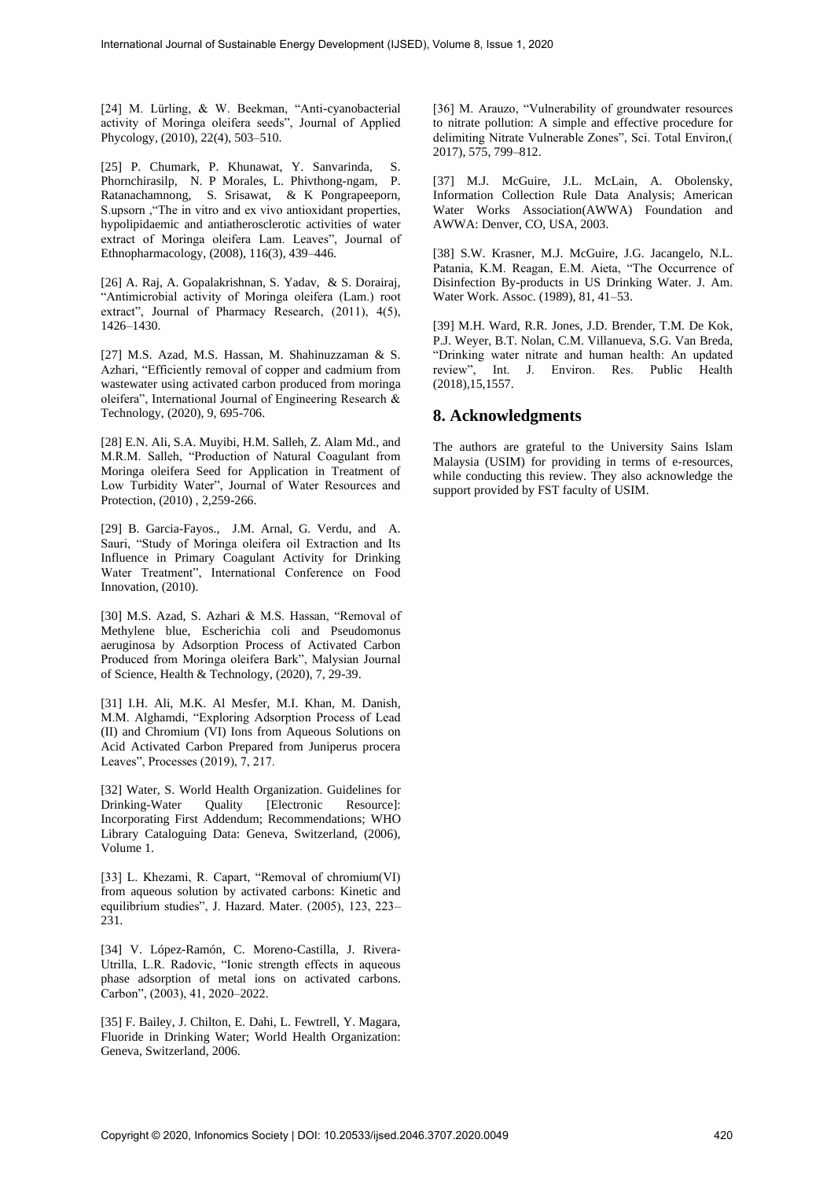[24] M. Lürling, & W. Beekman, "Anti-cyanobacterial activity of Moringa oleifera seeds", Journal of Applied Phycology, (2010), 22(4), 503–510.

[25] P. Chumark, P. Khunawat, Y. Sanvarinda, S. Phornchirasilp, N. P Morales, L. Phivthong-ngam, P. Ratanachamnong, S. Srisawat, & K Pongrapeeporn, S.upsorn ,"The in vitro and ex vivo antioxidant properties, hypolipidaemic and antiatherosclerotic activities of water extract of Moringa oleifera Lam. Leaves", Journal of Ethnopharmacology, (2008), 116(3), 439–446.

[26] A. Raj, A. Gopalakrishnan, S. Yadav, & S. Dorairaj, "Antimicrobial activity of Moringa oleifera (Lam.) root extract", Journal of Pharmacy Research, (2011), 4(5), 1426–1430.

[27] M.S. Azad, M.S. Hassan, M. Shahinuzzaman & S. Azhari, "Efficiently removal of copper and cadmium from wastewater using activated carbon produced from moringa oleifera", International Journal of Engineering Research & Technology, (2020), 9, 695-706.

[28] E.N. Ali, S.A. Muyibi, H.M. Salleh, Z. Alam Md., and M.R.M. Salleh, "Production of Natural Coagulant from Moringa oleifera Seed for Application in Treatment of Low Turbidity Water", Journal of Water Resources and Protection, (2010) , 2,259-266.

[29] B. Garcia-Fayos., J.M. Arnal, G. Verdu, and A. Sauri, "Study of Moringa oleifera oil Extraction and Its Influence in Primary Coagulant Activity for Drinking Water Treatment", International Conference on Food Innovation, (2010).

[30] M.S. Azad, S. Azhari & M.S. Hassan, "Removal of Methylene blue, Escherichia coli and Pseudomonus aeruginosa by Adsorption Process of Activated Carbon Produced from Moringa oleifera Bark", Malysian Journal of Science, Health & Technology, (2020), 7, 29-39.

[31] I.H. Ali, M.K. Al Mesfer, M.I. Khan, M. Danish, M.M. Alghamdi, "Exploring Adsorption Process of Lead (II) and Chromium (VI) Ions from Aqueous Solutions on Acid Activated Carbon Prepared from Juniperus procera Leaves", Processes (2019), 7, 217.

[32] Water, S. World Health Organization. Guidelines for Drinking-Water Quality [Electronic Resource]: Incorporating First Addendum; Recommendations; WHO Library Cataloguing Data: Geneva, Switzerland, (2006), Volume 1.

[33] L. Khezami, R. Capart, "Removal of chromium(VI) from aqueous solution by activated carbons: Kinetic and equilibrium studies", J. Hazard. Mater. (2005), 123, 223–231.

[34] V. López-Ramón, C. Moreno-Castilla, J. Rivera-Utrilla, L.R. Radovic, "Ionic strength effects in aqueous phase adsorption of metal ions on activated carbons. Carbon", (2003), 41, 2020–2022.

[35] F. Bailey, J. Chilton, E. Dahi, L. Fewtrell, Y. Magara, Fluoride in Drinking Water; World Health Organization: Geneva, Switzerland, 2006.

[36] M. Arauzo, "Vulnerability of groundwater resources to nitrate pollution: A simple and effective procedure for delimiting Nitrate Vulnerable Zones", Sci. Total Environ,( 2017), 575, 799–812.

[37] M.J. McGuire, J.L. McLain, A. Obolensky, Information Collection Rule Data Analysis; American Water Works Association(AWWA) Foundation and AWWA: Denver, CO, USA, 2003.

[38] S.W. Krasner, M.J. McGuire, J.G. Jacangelo, N.L. Patania, K.M. Reagan, E.M. Aieta, "The Occurrence of Disinfection By-products in US Drinking Water. J. Am. Water Work. Assoc. (1989), 81, 41–53.

[39] M.H. Ward, R.R. Jones, J.D. Brender, T.M. De Kok, P.J. Weyer, B.T. Nolan, C.M. Villanueva, S.G. Van Breda, "Drinking water nitrate and human health: An updated review", Int. J. Environ. Res. Public Health (2018),15,1557.

## 8. Acknowledgments

The authors are grateful to the University Sains Islam Malaysia (USIM) for providing in terms of e-resources, while conducting this review. They also acknowledge the support provided by FST faculty of USIM.